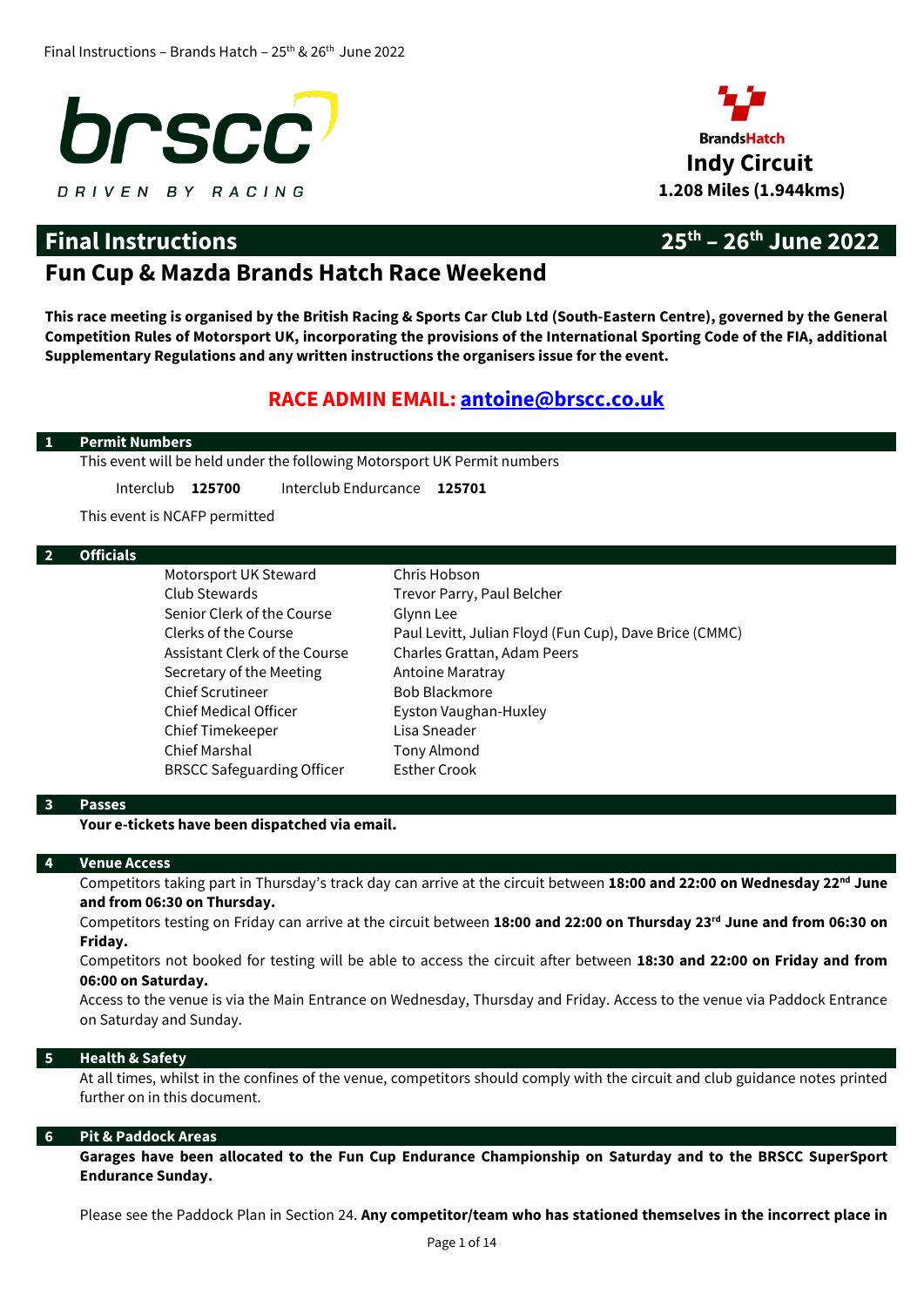brscc
DRIVEN BY RACING

BrandsHatch
**Indy Circuit**
**1.208 Miles (1.944kms)**

# Final Instructions 25th – 26th June 2022

## Fun Cup & Mazda Brands Hatch Race Weekend

**This race meeting is organised by the British Racing & Sports Car Club Ltd (South-Eastern Centre), governed by the General Competition Rules of Motorsport UK, incorporating the provisions of the International Sporting Code of the FIA, additional Supplementary Regulations and any written instructions the organisers issue for the event.**

**RACE ADMIN EMAIL: antoine@brscc.co.uk**

### 1 Permit Numbers

This event will be held under the following Motorsport UK Permit numbers

Interclub **125700** Interclub Endurcance **125701**

This event is NCAFP permitted

### 2 Officials

| | |
|---|---|
| Motorsport UK Steward | Chris Hobson |
| Club Stewards | Trevor Parry, Paul Belcher |
| Senior Clerk of the Course | Glynn Lee |
| Clerks of the Course | Paul Levitt, Julian Floyd (Fun Cup), Dave Brice (CMMC) |
| Assistant Clerk of the Course | Charles Grattan, Adam Peers |
| Secretary of the Meeting | Antoine Maratray |
| Chief Scrutineer | Bob Blackmore |
| Chief Medical Officer | Eyston Vaughan-Huxley |
| Chief Timekeeper | Lisa Sneader |
| Chief Marshal | Tony Almond |
| BRSCC Safeguarding Officer | Esther Crook |

### 3 Passes

**Your e-tickets have been dispatched via email.**

### 4 Venue Access

Competitors taking part in Thursday's track day can arrive at the circuit between **18:00 and 22:00 on Wednesday 22nd June and from 06:30 on Thursday.**

Competitors testing on Friday can arrive at the circuit between **18:00 and 22:00 on Thursday 23rd June and from 06:30 on Friday.**

Competitors not booked for testing will be able to access the circuit after between **18:30 and 22:00 on Friday and from 06:00 on Saturday.**

Access to the venue is via the Main Entrance on Wednesday, Thursday and Friday. Access to the venue via Paddock Entrance on Saturday and Sunday.

### 5 Health & Safety

At all times, whilst in the confines of the venue, competitors should comply with the circuit and club guidance notes printed further on in this document.

### 6 Pit & Paddock Areas

**Garages have been allocated to the Fun Cup Endurance Championship on Saturday and to the BRSCC SuperSport Endurance Sunday.**

Please see the Paddock Plan in Section 24. **Any competitor/team who has stationed themselves in the incorrect place in**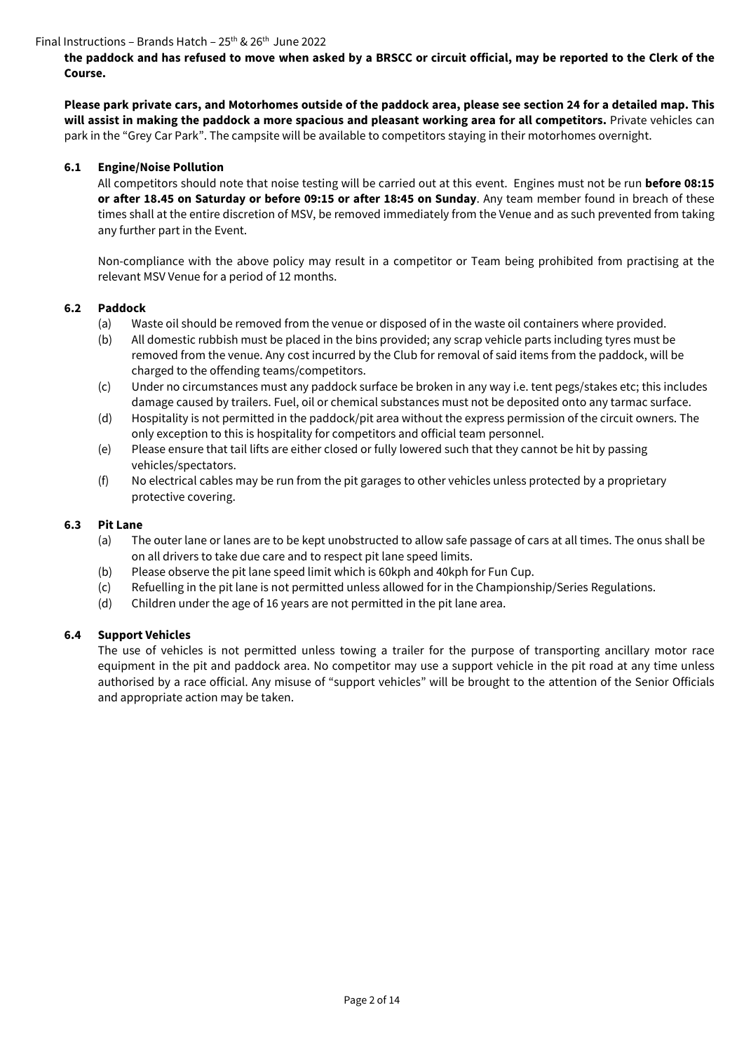**the paddock and has refused to move when asked by a BRSCC or circuit official, may be reported to the Clerk of the Course.**

**Please park private cars, and Motorhomes outside of the paddock area, please see section 24 for a detailed map. This will assist in making the paddock a more spacious and pleasant working area for all competitors.** Private vehicles can park in the "Grey Car Park". The campsite will be available to competitors staying in their motorhomes overnight.

### 6.1 Engine/Noise Pollution

All competitors should note that noise testing will be carried out at this event. Engines must not be run **before 08:15 or after 18.45 on Saturday or before 09:15 or after 18:45 on Sunday**. Any team member found in breach of these times shall at the entire discretion of MSV, be removed immediately from the Venue and as such prevented from taking any further part in the Event.

Non-compliance with the above policy may result in a competitor or Team being prohibited from practising at the relevant MSV Venue for a period of 12 months.

### 6.2 Paddock

(a) Waste oil should be removed from the venue or disposed of in the waste oil containers where provided.

(b) All domestic rubbish must be placed in the bins provided; any scrap vehicle parts including tyres must be removed from the venue. Any cost incurred by the Club for removal of said items from the paddock, will be charged to the offending teams/competitors.

(c) Under no circumstances must any paddock surface be broken in any way i.e. tent pegs/stakes etc; this includes damage caused by trailers. Fuel, oil or chemical substances must not be deposited onto any tarmac surface.

(d) Hospitality is not permitted in the paddock/pit area without the express permission of the circuit owners. The only exception to this is hospitality for competitors and official team personnel.

(e) Please ensure that tail lifts are either closed or fully lowered such that they cannot be hit by passing vehicles/spectators.

(f) No electrical cables may be run from the pit garages to other vehicles unless protected by a proprietary protective covering.

### 6.3 Pit Lane

(a) The outer lane or lanes are to be kept unobstructed to allow safe passage of cars at all times. The onus shall be on all drivers to take due care and to respect pit lane speed limits.

(b) Please observe the pit lane speed limit which is 60kph and 40kph for Fun Cup.

(c) Refuelling in the pit lane is not permitted unless allowed for in the Championship/Series Regulations.

(d) Children under the age of 16 years are not permitted in the pit lane area.

### 6.4 Support Vehicles

The use of vehicles is not permitted unless towing a trailer for the purpose of transporting ancillary motor race equipment in the pit and paddock area. No competitor may use a support vehicle in the pit road at any time unless authorised by a race official. Any misuse of "support vehicles" will be brought to the attention of the Senior Officials and appropriate action may be taken.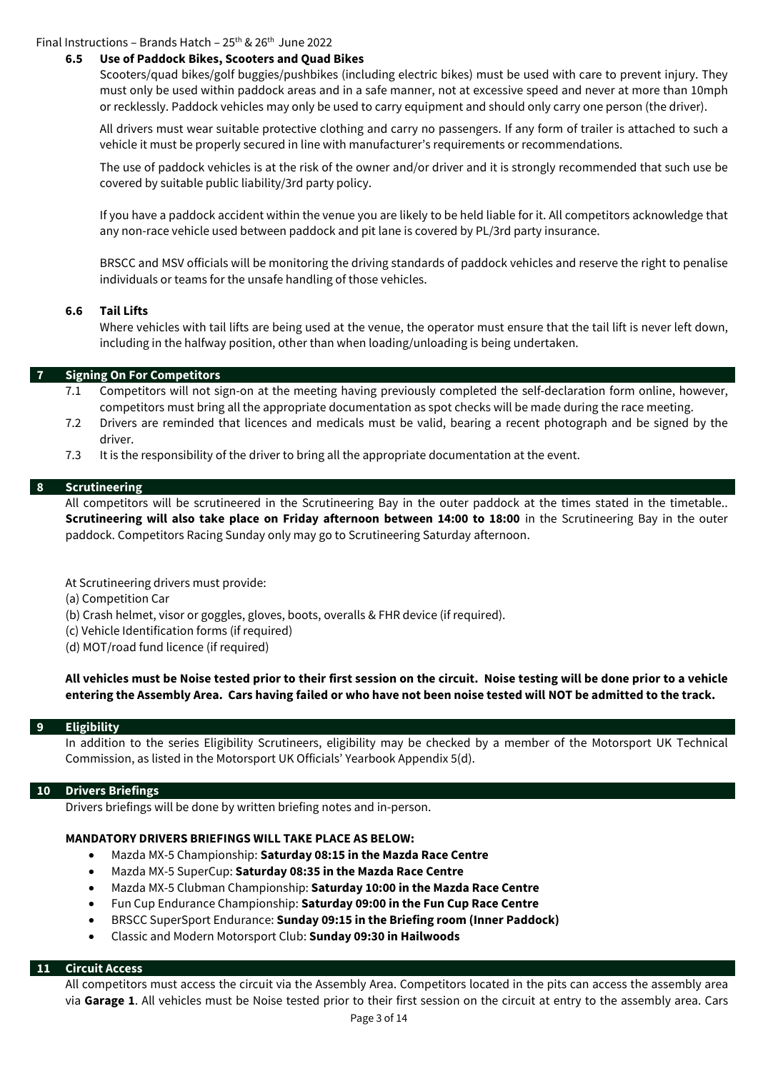### 6.5 Use of Paddock Bikes, Scooters and Quad Bikes

Scooters/quad bikes/golf buggies/pushbikes (including electric bikes) must be used with care to prevent injury. They must only be used within paddock areas and in a safe manner, not at excessive speed and never at more than 10mph or recklessly. Paddock vehicles may only be used to carry equipment and should only carry one person (the driver).

All drivers must wear suitable protective clothing and carry no passengers. If any form of trailer is attached to such a vehicle it must be properly secured in line with manufacturer's requirements or recommendations.

The use of paddock vehicles is at the risk of the owner and/or driver and it is strongly recommended that such use be covered by suitable public liability/3rd party policy.

If you have a paddock accident within the venue you are likely to be held liable for it. All competitors acknowledge that any non-race vehicle used between paddock and pit lane is covered by PL/3rd party insurance.

BRSCC and MSV officials will be monitoring the driving standards of paddock vehicles and reserve the right to penalise individuals or teams for the unsafe handling of those vehicles.

### 6.6 Tail Lifts

Where vehicles with tail lifts are being used at the venue, the operator must ensure that the tail lift is never left down, including in the halfway position, other than when loading/unloading is being undertaken.

## 7 Signing On For Competitors

7.1 Competitors will not sign-on at the meeting having previously completed the self-declaration form online, however, competitors must bring all the appropriate documentation as spot checks will be made during the race meeting.

7.2 Drivers are reminded that licences and medicals must be valid, bearing a recent photograph and be signed by the driver.

7.3 It is the responsibility of the driver to bring all the appropriate documentation at the event.

## 8 Scrutineering

All competitors will be scrutineered in the Scrutineering Bay in the outer paddock at the times stated in the timetable.. **Scrutineering will also take place on Friday afternoon between 14:00 to 18:00** in the Scrutineering Bay in the outer paddock. Competitors Racing Sunday only may go to Scrutineering Saturday afternoon.

At Scrutineering drivers must provide:

(a) Competition Car
(b) Crash helmet, visor or goggles, gloves, boots, overalls & FHR device (if required).
(c) Vehicle Identification forms (if required)
(d) MOT/road fund licence (if required)

**All vehicles must be Noise tested prior to their first session on the circuit. Noise testing will be done prior to a vehicle entering the Assembly Area. Cars having failed or who have not been noise tested will NOT be admitted to the track.**

## 9 Eligibility

In addition to the series Eligibility Scrutineers, eligibility may be checked by a member of the Motorsport UK Technical Commission, as listed in the Motorsport UK Officials' Yearbook Appendix 5(d).

## 10 Drivers Briefings

Drivers briefings will be done by written briefing notes and in-person.

**MANDATORY DRIVERS BRIEFINGS WILL TAKE PLACE AS BELOW:**

- Mazda MX-5 Championship: **Saturday 08:15 in the Mazda Race Centre**
- Mazda MX-5 SuperCup: **Saturday 08:35 in the Mazda Race Centre**
- Mazda MX-5 Clubman Championship: **Saturday 10:00 in the Mazda Race Centre**
- Fun Cup Endurance Championship: **Saturday 09:00 in the Fun Cup Race Centre**
- BRSCC SuperSport Endurance: **Sunday 09:15 in the Briefing room (Inner Paddock)**
- Classic and Modern Motorsport Club: **Sunday 09:30 in Hailwoods**

## 11 Circuit Access

All competitors must access the circuit via the Assembly Area. Competitors located in the pits can access the assembly area via **Garage 1**. All vehicles must be Noise tested prior to their first session on the circuit at entry to the assembly area. Cars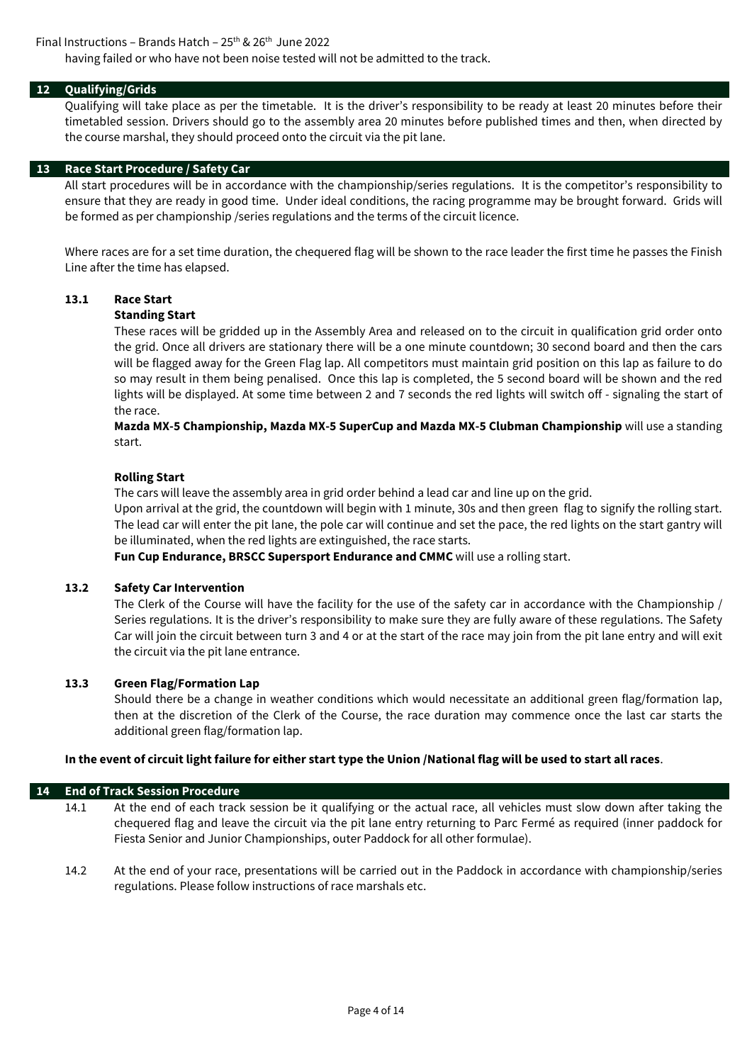having failed or who have not been noise tested will not be admitted to the track.

## 12 Qualifying/Grids

Qualifying will take place as per the timetable. It is the driver's responsibility to be ready at least 20 minutes before their timetabled session. Drivers should go to the assembly area 20 minutes before published times and then, when directed by the course marshal, they should proceed onto the circuit via the pit lane.

## 13 Race Start Procedure / Safety Car

All start procedures will be in accordance with the championship/series regulations. It is the competitor's responsibility to ensure that they are ready in good time. Under ideal conditions, the racing programme may be brought forward. Grids will be formed as per championship /series regulations and the terms of the circuit licence.

Where races are for a set time duration, the chequered flag will be shown to the race leader the first time he passes the Finish Line after the time has elapsed.

### 13.1 Race Start

**Standing Start**

These races will be gridded up in the Assembly Area and released on to the circuit in qualification grid order onto the grid. Once all drivers are stationary there will be a one minute countdown; 30 second board and then the cars will be flagged away for the Green Flag lap. All competitors must maintain grid position on this lap as failure to do so may result in them being penalised. Once this lap is completed, the 5 second board will be shown and the red lights will be displayed. At some time between 2 and 7 seconds the red lights will switch off - signaling the start of the race.

**Mazda MX-5 Championship, Mazda MX-5 SuperCup and Mazda MX-5 Clubman Championship** will use a standing start.

**Rolling Start**

The cars will leave the assembly area in grid order behind a lead car and line up on the grid.

Upon arrival at the grid, the countdown will begin with 1 minute, 30s and then green flag to signify the rolling start. The lead car will enter the pit lane, the pole car will continue and set the pace, the red lights on the start gantry will be illuminated, when the red lights are extinguished, the race starts.

**Fun Cup Endurance, BRSCC Supersport Endurance and CMMC** will use a rolling start.

### 13.2 Safety Car Intervention

The Clerk of the Course will have the facility for the use of the safety car in accordance with the Championship / Series regulations. It is the driver's responsibility to make sure they are fully aware of these regulations. The Safety Car will join the circuit between turn 3 and 4 or at the start of the race may join from the pit lane entry and will exit the circuit via the pit lane entrance.

### 13.3 Green Flag/Formation Lap

Should there be a change in weather conditions which would necessitate an additional green flag/formation lap, then at the discretion of the Clerk of the Course, the race duration may commence once the last car starts the additional green flag/formation lap.

**In the event of circuit light failure for either start type the Union /National flag will be used to start all races**.

## 14 End of Track Session Procedure

14.1 At the end of each track session be it qualifying or the actual race, all vehicles must slow down after taking the chequered flag and leave the circuit via the pit lane entry returning to Parc Fermé as required (inner paddock for Fiesta Senior and Junior Championships, outer Paddock for all other formulae).

14.2 At the end of your race, presentations will be carried out in the Paddock in accordance with championship/series regulations. Please follow instructions of race marshals etc.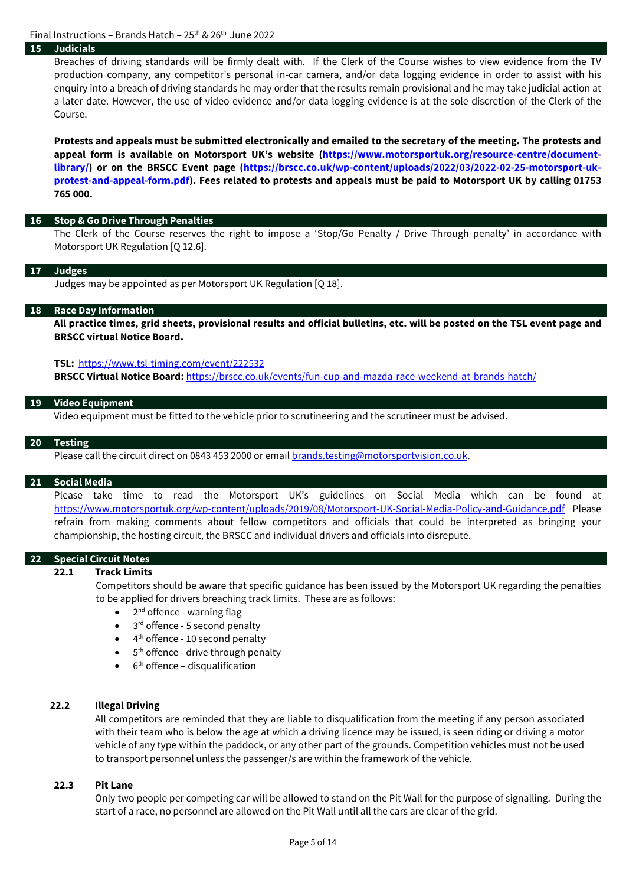## 15 Judicials

Breaches of driving standards will be firmly dealt with. If the Clerk of the Course wishes to view evidence from the TV production company, any competitor's personal in-car camera, and/or data logging evidence in order to assist with his enquiry into a breach of driving standards he may order that the results remain provisional and he may take judicial action at a later date. However, the use of video evidence and/or data logging evidence is at the sole discretion of the Clerk of the Course.

**Protests and appeals must be submitted electronically and emailed to the secretary of the meeting. The protests and appeal form is available on Motorsport UK's website (https://www.motorsportuk.org/resource-centre/document-library/) or on the BRSCC Event page (https://brscc.co.uk/wp-content/uploads/2022/03/2022-02-25-motorsport-uk-protest-and-appeal-form.pdf). Fees related to protests and appeals must be paid to Motorsport UK by calling 01753 765 000.**

## 16 Stop & Go Drive Through Penalties

The Clerk of the Course reserves the right to impose a 'Stop/Go Penalty / Drive Through penalty' in accordance with Motorsport UK Regulation [Q 12.6].

## 17 Judges

Judges may be appointed as per Motorsport UK Regulation [Q 18].

## 18 Race Day Information

**All practice times, grid sheets, provisional results and official bulletins, etc. will be posted on the TSL event page and BRSCC virtual Notice Board.**

**TSL:** https://www.tsl-timing.com/event/222532
**BRSCC Virtual Notice Board:** https://brscc.co.uk/events/fun-cup-and-mazda-race-weekend-at-brands-hatch/

## 19 Video Equipment

Video equipment must be fitted to the vehicle prior to scrutineering and the scrutineer must be advised.

## 20 Testing

Please call the circuit direct on 0843 453 2000 or email brands.testing@motorsportvision.co.uk.

## 21 Social Media

Please take time to read the Motorsport UK's guidelines on Social Media which can be found at https://www.motorsportuk.org/wp-content/uploads/2019/08/Motorsport-UK-Social-Media-Policy-and-Guidance.pdf Please refrain from making comments about fellow competitors and officials that could be interpreted as bringing your championship, the hosting circuit, the BRSCC and individual drivers and officials into disrepute.

## 22 Special Circuit Notes

### 22.1 Track Limits

Competitors should be aware that specific guidance has been issued by the Motorsport UK regarding the penalties to be applied for drivers breaching track limits. These are as follows:

- 2nd offence - warning flag
- 3rd offence - 5 second penalty
- 4th offence - 10 second penalty
- 5th offence - drive through penalty
- 6th offence – disqualification

### 22.2 Illegal Driving

All competitors are reminded that they are liable to disqualification from the meeting if any person associated with their team who is below the age at which a driving licence may be issued, is seen riding or driving a motor vehicle of any type within the paddock, or any other part of the grounds. Competition vehicles must not be used to transport personnel unless the passenger/s are within the framework of the vehicle.

### 22.3 Pit Lane

Only two people per competing car will be allowed to stand on the Pit Wall for the purpose of signalling. During the start of a race, no personnel are allowed on the Pit Wall until all the cars are clear of the grid.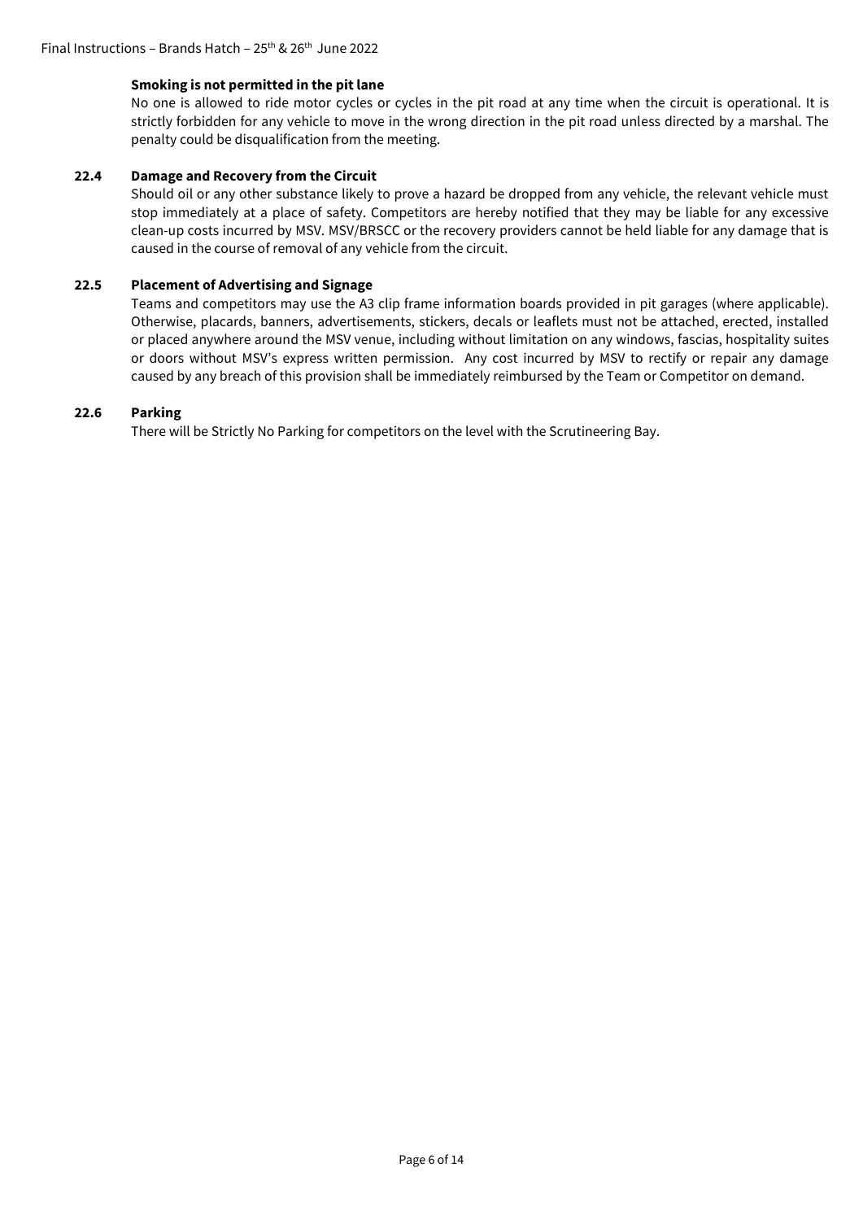**Smoking is not permitted in the pit lane**

No one is allowed to ride motor cycles or cycles in the pit road at any time when the circuit is operational. It is strictly forbidden for any vehicle to move in the wrong direction in the pit road unless directed by a marshal. The penalty could be disqualification from the meeting.

### 22.4 Damage and Recovery from the Circuit

Should oil or any other substance likely to prove a hazard be dropped from any vehicle, the relevant vehicle must stop immediately at a place of safety. Competitors are hereby notified that they may be liable for any excessive clean-up costs incurred by MSV. MSV/BRSCC or the recovery providers cannot be held liable for any damage that is caused in the course of removal of any vehicle from the circuit.

### 22.5 Placement of Advertising and Signage

Teams and competitors may use the A3 clip frame information boards provided in pit garages (where applicable). Otherwise, placards, banners, advertisements, stickers, decals or leaflets must not be attached, erected, installed or placed anywhere around the MSV venue, including without limitation on any windows, fascias, hospitality suites or doors without MSV's express written permission. Any cost incurred by MSV to rectify or repair any damage caused by any breach of this provision shall be immediately reimbursed by the Team or Competitor on demand.

### 22.6 Parking

There will be Strictly No Parking for competitors on the level with the Scrutineering Bay.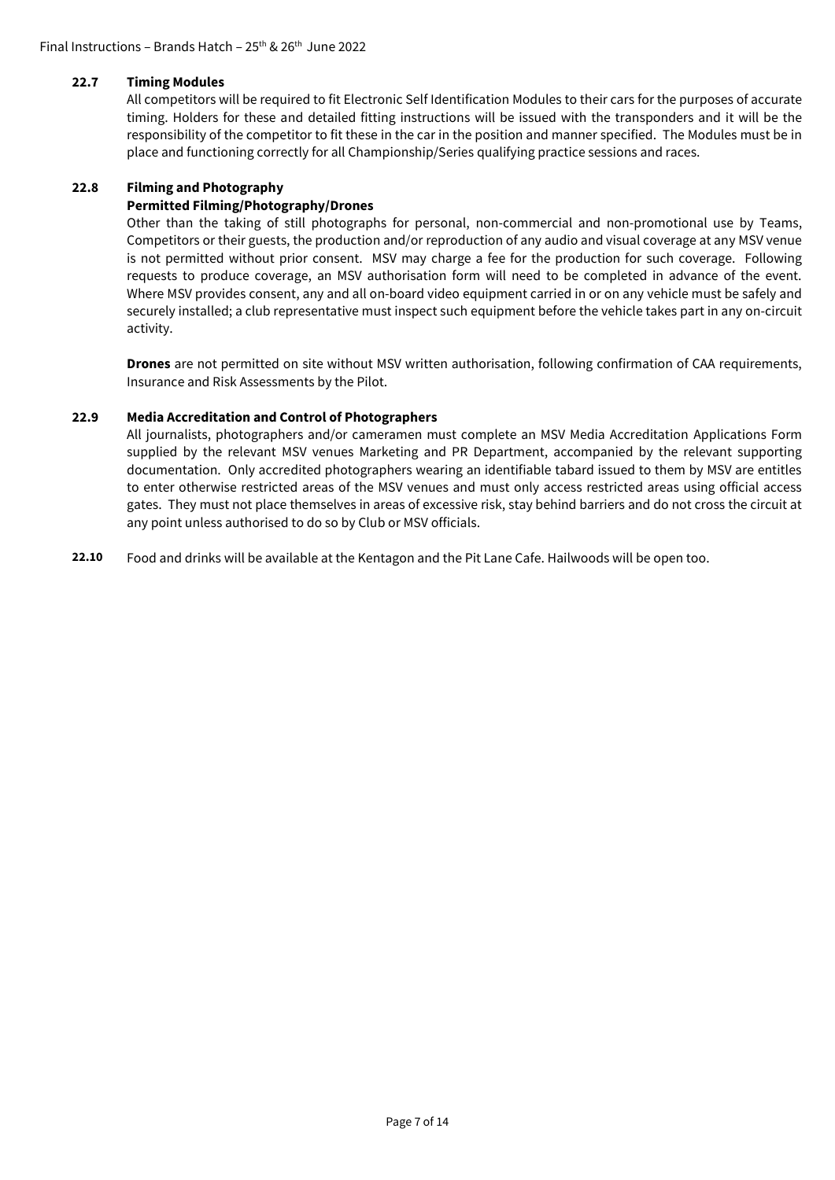### 22.7 Timing Modules

All competitors will be required to fit Electronic Self Identification Modules to their cars for the purposes of accurate timing. Holders for these and detailed fitting instructions will be issued with the transponders and it will be the responsibility of the competitor to fit these in the car in the position and manner specified. The Modules must be in place and functioning correctly for all Championship/Series qualifying practice sessions and races.

### 22.8 Filming and Photography

**Permitted Filming/Photography/Drones**

Other than the taking of still photographs for personal, non-commercial and non-promotional use by Teams, Competitors or their guests, the production and/or reproduction of any audio and visual coverage at any MSV venue is not permitted without prior consent. MSV may charge a fee for the production for such coverage. Following requests to produce coverage, an MSV authorisation form will need to be completed in advance of the event. Where MSV provides consent, any and all on-board video equipment carried in or on any vehicle must be safely and securely installed; a club representative must inspect such equipment before the vehicle takes part in any on-circuit activity.

**Drones** are not permitted on site without MSV written authorisation, following confirmation of CAA requirements, Insurance and Risk Assessments by the Pilot.

### 22.9 Media Accreditation and Control of Photographers

All journalists, photographers and/or cameramen must complete an MSV Media Accreditation Applications Form supplied by the relevant MSV venues Marketing and PR Department, accompanied by the relevant supporting documentation. Only accredited photographers wearing an identifiable tabard issued to them by MSV are entitles to enter otherwise restricted areas of the MSV venues and must only access restricted areas using official access gates. They must not place themselves in areas of excessive risk, stay behind barriers and do not cross the circuit at any point unless authorised to do so by Club or MSV officials.

**22.10** Food and drinks will be available at the Kentagon and the Pit Lane Cafe. Hailwoods will be open too.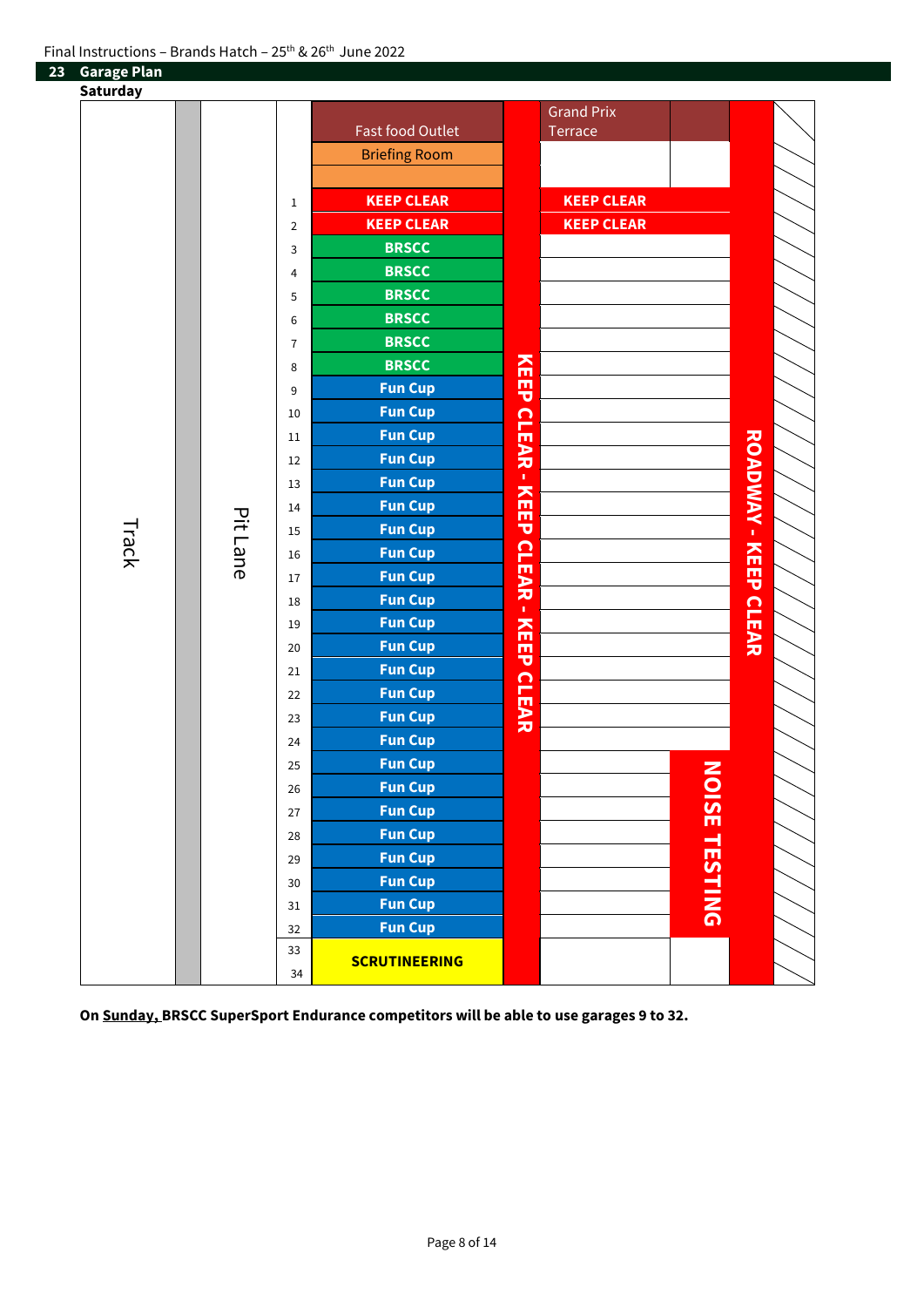## 23 Garage Plan

**Saturday**

| Track | Pit Lane | Garage | Allocation | | Opposite side | |
|---|---|---|---|---|---|---|
| | | | Fast food Outlet | | Grand Prix Terrace | |
| | | | Briefing Room | | | |
| | | 1 | KEEP CLEAR | KEEP CLEAR - KEEP CLEAR - KEEP CLEAR | KEEP CLEAR | ROADWAY - KEEP CLEAR |
| | | 2 | KEEP CLEAR | | KEEP CLEAR | |
| | | 3 | BRSCC | | | |
| | | 4 | BRSCC | | | |
| | | 5 | BRSCC | | | |
| | | 6 | BRSCC | | | |
| | | 7 | BRSCC | | | |
| | | 8 | BRSCC | | | |
| | | 9 | Fun Cup | | | |
| | | 10 | Fun Cup | | | |
| | | 11 | Fun Cup | | | |
| | | 12 | Fun Cup | | | |
| | | 13 | Fun Cup | | | |
| | | 14 | Fun Cup | | | |
| | | 15 | Fun Cup | | | |
| | | 16 | Fun Cup | | | |
| | | 17 | Fun Cup | | | |
| | | 18 | Fun Cup | | | |
| | | 19 | Fun Cup | | | |
| | | 20 | Fun Cup | | | |
| | | 21 | Fun Cup | | | |
| | | 22 | Fun Cup | | | |
| | | 23 | Fun Cup | | | |
| | | 24 | Fun Cup | | | |
| | | 25 | Fun Cup | | NOISE TESTING | |
| | | 26 | Fun Cup | | | |
| | | 27 | Fun Cup | | | |
| | | 28 | Fun Cup | | | |
| | | 29 | Fun Cup | | | |
| | | 30 | Fun Cup | | | |
| | | 31 | Fun Cup | | | |
| | | 32 | Fun Cup | | | |
| | | 33 | SCRUTINEERING | | | |
| | | 34 | SCRUTINEERING | | | |

**On Sunday, BRSCC SuperSport Endurance competitors will be able to use garages 9 to 32.**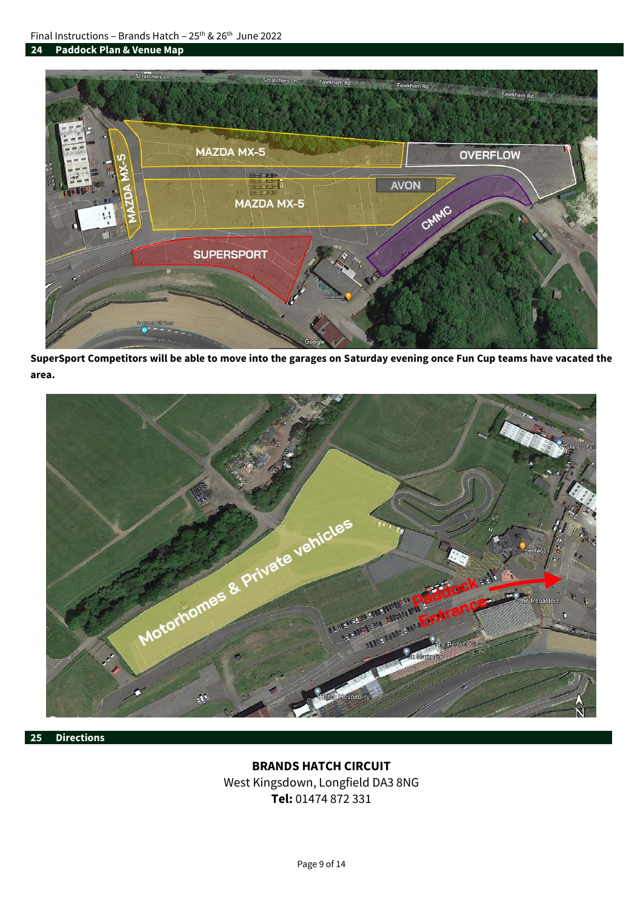## 24 Paddock Plan & Venue Map

**SuperSport Competitors will be able to move into the garages on Saturday evening once Fun Cup teams have vacated the area.**

## 25 Directions

**BRANDS HATCH CIRCUIT**
West Kingsdown, Longfield DA3 8NG
**Tel:** 01474 872 331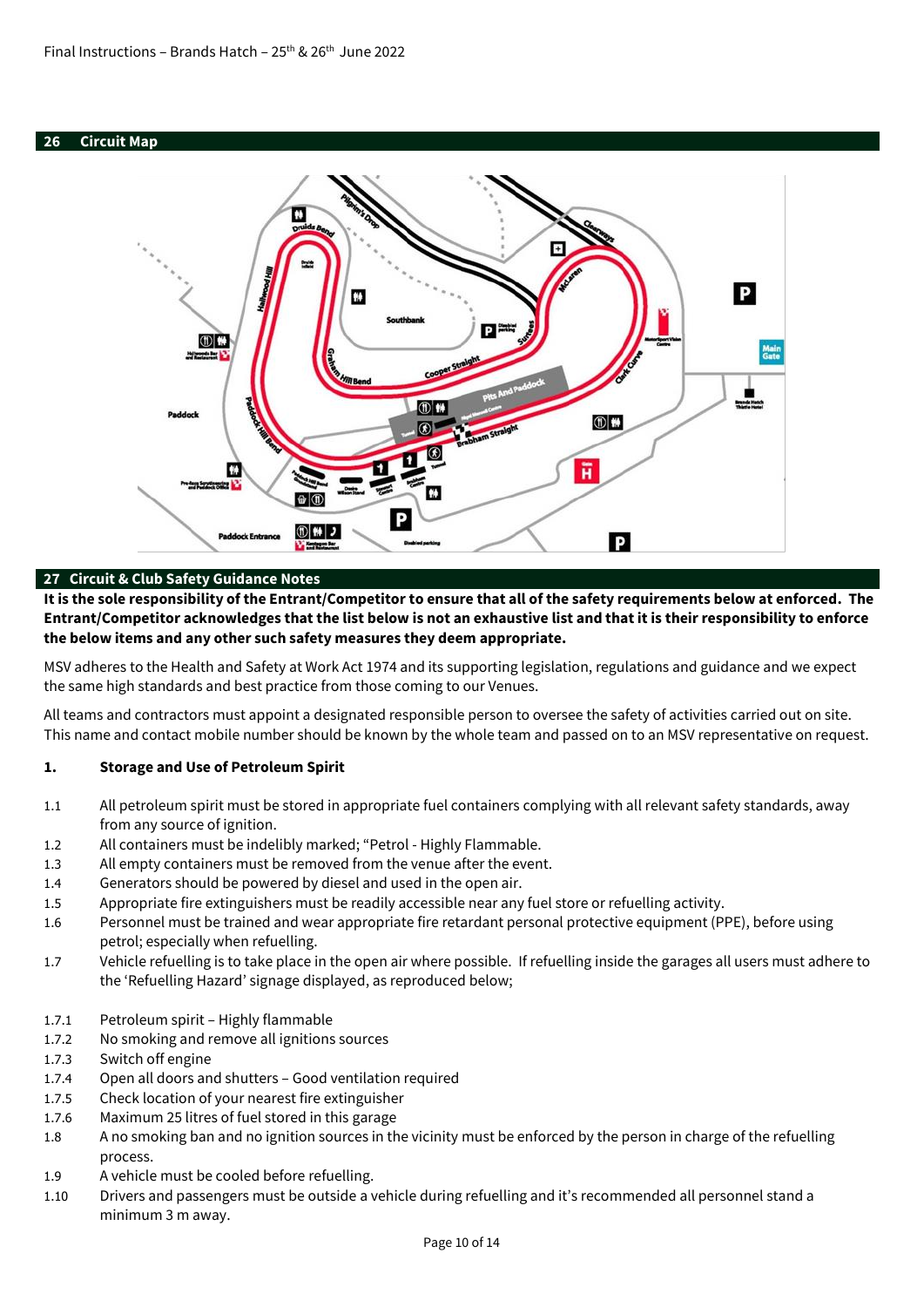## 26 Circuit Map

## 27 Circuit & Club Safety Guidance Notes

**It is the sole responsibility of the Entrant/Competitor to ensure that all of the safety requirements below at enforced. The Entrant/Competitor acknowledges that the list below is not an exhaustive list and that it is their responsibility to enforce the below items and any other such safety measures they deem appropriate.**

MSV adheres to the Health and Safety at Work Act 1974 and its supporting legislation, regulations and guidance and we expect the same high standards and best practice from those coming to our Venues.

All teams and contractors must appoint a designated responsible person to oversee the safety of activities carried out on site. This name and contact mobile number should be known by the whole team and passed on to an MSV representative on request.

### 1. Storage and Use of Petroleum Spirit

1.1 All petroleum spirit must be stored in appropriate fuel containers complying with all relevant safety standards, away from any source of ignition.

1.2 All containers must be indelibly marked; "Petrol - Highly Flammable.

1.3 All empty containers must be removed from the venue after the event.

1.4 Generators should be powered by diesel and used in the open air.

1.5 Appropriate fire extinguishers must be readily accessible near any fuel store or refuelling activity.

1.6 Personnel must be trained and wear appropriate fire retardant personal protective equipment (PPE), before using petrol; especially when refuelling.

1.7 Vehicle refuelling is to take place in the open air where possible. If refuelling inside the garages all users must adhere to the 'Refuelling Hazard' signage displayed, as reproduced below;

1.7.1 Petroleum spirit – Highly flammable

1.7.2 No smoking and remove all ignitions sources

1.7.3 Switch off engine

1.7.4 Open all doors and shutters – Good ventilation required

1.7.5 Check location of your nearest fire extinguisher

1.7.6 Maximum 25 litres of fuel stored in this garage

1.8 A no smoking ban and no ignition sources in the vicinity must be enforced by the person in charge of the refuelling process.

1.9 A vehicle must be cooled before refuelling.

1.10 Drivers and passengers must be outside a vehicle during refuelling and it's recommended all personnel stand a minimum 3 m away.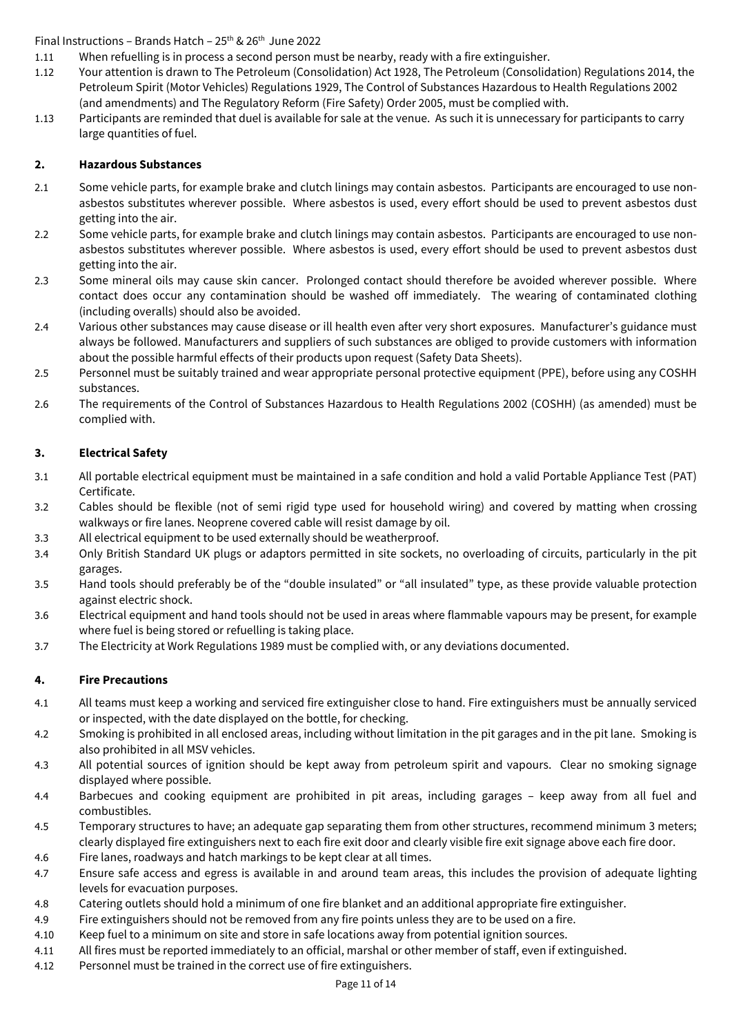1.11 When refuelling is in process a second person must be nearby, ready with a fire extinguisher.

1.12 Your attention is drawn to The Petroleum (Consolidation) Act 1928, The Petroleum (Consolidation) Regulations 2014, the Petroleum Spirit (Motor Vehicles) Regulations 1929, The Control of Substances Hazardous to Health Regulations 2002 (and amendments) and The Regulatory Reform (Fire Safety) Order 2005, must be complied with.

1.13 Participants are reminded that duel is available for sale at the venue. As such it is unnecessary for participants to carry large quantities of fuel.

## 2. Hazardous Substances

2.1 Some vehicle parts, for example brake and clutch linings may contain asbestos. Participants are encouraged to use non-asbestos substitutes wherever possible. Where asbestos is used, every effort should be used to prevent asbestos dust getting into the air.

2.2 Some vehicle parts, for example brake and clutch linings may contain asbestos. Participants are encouraged to use non-asbestos substitutes wherever possible. Where asbestos is used, every effort should be used to prevent asbestos dust getting into the air.

2.3 Some mineral oils may cause skin cancer. Prolonged contact should therefore be avoided wherever possible. Where contact does occur any contamination should be washed off immediately. The wearing of contaminated clothing (including overalls) should also be avoided.

2.4 Various other substances may cause disease or ill health even after very short exposures. Manufacturer's guidance must always be followed. Manufacturers and suppliers of such substances are obliged to provide customers with information about the possible harmful effects of their products upon request (Safety Data Sheets).

2.5 Personnel must be suitably trained and wear appropriate personal protective equipment (PPE), before using any COSHH substances.

2.6 The requirements of the Control of Substances Hazardous to Health Regulations 2002 (COSHH) (as amended) must be complied with.

## 3. Electrical Safety

3.1 All portable electrical equipment must be maintained in a safe condition and hold a valid Portable Appliance Test (PAT) Certificate.

3.2 Cables should be flexible (not of semi rigid type used for household wiring) and covered by matting when crossing walkways or fire lanes. Neoprene covered cable will resist damage by oil.

3.3 All electrical equipment to be used externally should be weatherproof.

3.4 Only British Standard UK plugs or adaptors permitted in site sockets, no overloading of circuits, particularly in the pit garages.

3.5 Hand tools should preferably be of the "double insulated" or "all insulated" type, as these provide valuable protection against electric shock.

3.6 Electrical equipment and hand tools should not be used in areas where flammable vapours may be present, for example where fuel is being stored or refuelling is taking place.

3.7 The Electricity at Work Regulations 1989 must be complied with, or any deviations documented.

## 4. Fire Precautions

4.1 All teams must keep a working and serviced fire extinguisher close to hand. Fire extinguishers must be annually serviced or inspected, with the date displayed on the bottle, for checking.

4.2 Smoking is prohibited in all enclosed areas, including without limitation in the pit garages and in the pit lane. Smoking is also prohibited in all MSV vehicles.

4.3 All potential sources of ignition should be kept away from petroleum spirit and vapours. Clear no smoking signage displayed where possible.

4.4 Barbecues and cooking equipment are prohibited in pit areas, including garages – keep away from all fuel and combustibles.

4.5 Temporary structures to have; an adequate gap separating them from other structures, recommend minimum 3 meters; clearly displayed fire extinguishers next to each fire exit door and clearly visible fire exit signage above each fire door.

4.6 Fire lanes, roadways and hatch markings to be kept clear at all times.

4.7 Ensure safe access and egress is available in and around team areas, this includes the provision of adequate lighting levels for evacuation purposes.

4.8 Catering outlets should hold a minimum of one fire blanket and an additional appropriate fire extinguisher.

4.9 Fire extinguishers should not be removed from any fire points unless they are to be used on a fire.

4.10 Keep fuel to a minimum on site and store in safe locations away from potential ignition sources.

4.11 All fires must be reported immediately to an official, marshal or other member of staff, even if extinguished.

4.12 Personnel must be trained in the correct use of fire extinguishers.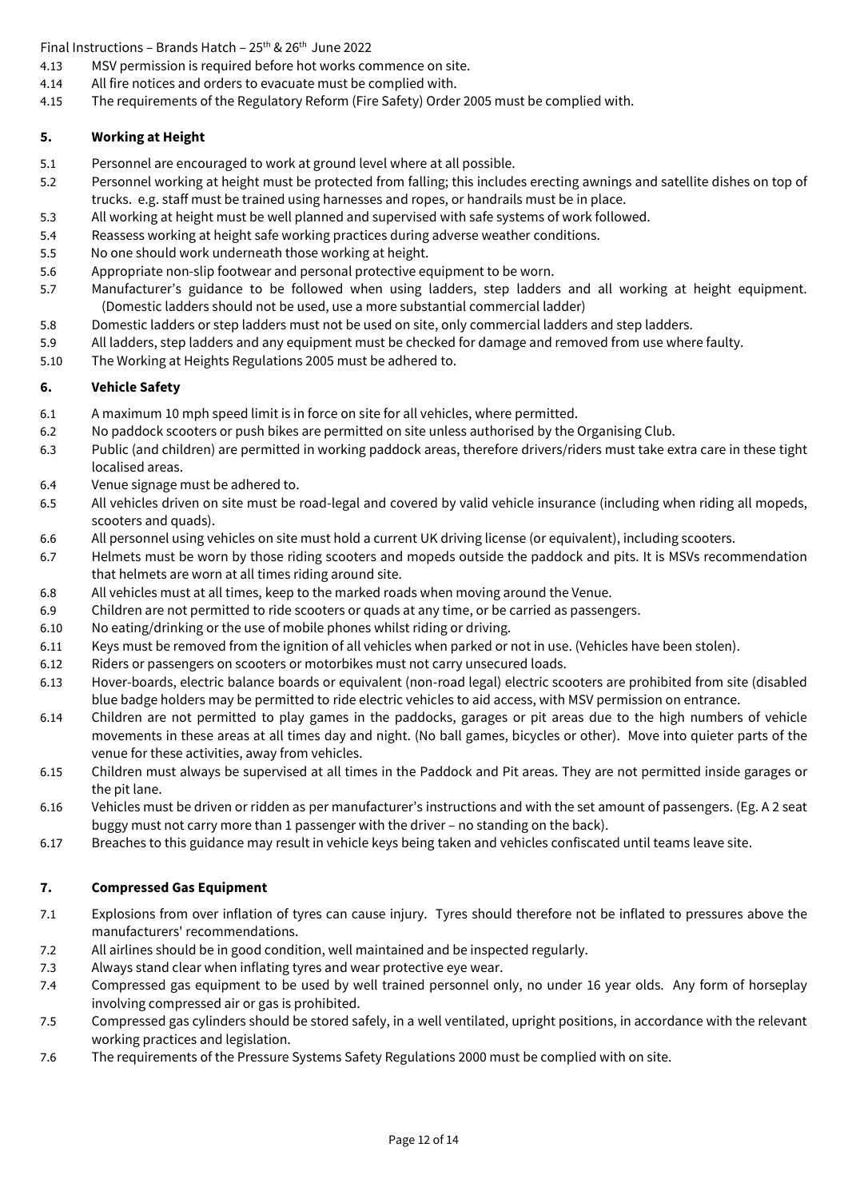4.13 MSV permission is required before hot works commence on site.
4.14 All fire notices and orders to evacuate must be complied with.
4.15 The requirements of the Regulatory Reform (Fire Safety) Order 2005 must be complied with.

## 5. Working at Height

5.1 Personnel are encouraged to work at ground level where at all possible.
5.2 Personnel working at height must be protected from falling; this includes erecting awnings and satellite dishes on top of trucks. e.g. staff must be trained using harnesses and ropes, or handrails must be in place.
5.3 All working at height must be well planned and supervised with safe systems of work followed.
5.4 Reassess working at height safe working practices during adverse weather conditions.
5.5 No one should work underneath those working at height.
5.6 Appropriate non-slip footwear and personal protective equipment to be worn.
5.7 Manufacturer's guidance to be followed when using ladders, step ladders and all working at height equipment. (Domestic ladders should not be used, use a more substantial commercial ladder)
5.8 Domestic ladders or step ladders must not be used on site, only commercial ladders and step ladders.
5.9 All ladders, step ladders and any equipment must be checked for damage and removed from use where faulty.
5.10 The Working at Heights Regulations 2005 must be adhered to.

## 6. Vehicle Safety

6.1 A maximum 10 mph speed limit is in force on site for all vehicles, where permitted.
6.2 No paddock scooters or push bikes are permitted on site unless authorised by the Organising Club.
6.3 Public (and children) are permitted in working paddock areas, therefore drivers/riders must take extra care in these tight localised areas.
6.4 Venue signage must be adhered to.
6.5 All vehicles driven on site must be road-legal and covered by valid vehicle insurance (including when riding all mopeds, scooters and quads).
6.6 All personnel using vehicles on site must hold a current UK driving license (or equivalent), including scooters.
6.7 Helmets must be worn by those riding scooters and mopeds outside the paddock and pits. It is MSVs recommendation that helmets are worn at all times riding around site.
6.8 All vehicles must at all times, keep to the marked roads when moving around the Venue.
6.9 Children are not permitted to ride scooters or quads at any time, or be carried as passengers.
6.10 No eating/drinking or the use of mobile phones whilst riding or driving.
6.11 Keys must be removed from the ignition of all vehicles when parked or not in use. (Vehicles have been stolen).
6.12 Riders or passengers on scooters or motorbikes must not carry unsecured loads.
6.13 Hover-boards, electric balance boards or equivalent (non-road legal) electric scooters are prohibited from site (disabled blue badge holders may be permitted to ride electric vehicles to aid access, with MSV permission on entrance.
6.14 Children are not permitted to play games in the paddocks, garages or pit areas due to the high numbers of vehicle movements in these areas at all times day and night. (No ball games, bicycles or other). Move into quieter parts of the venue for these activities, away from vehicles.
6.15 Children must always be supervised at all times in the Paddock and Pit areas. They are not permitted inside garages or the pit lane.
6.16 Vehicles must be driven or ridden as per manufacturer's instructions and with the set amount of passengers. (Eg. A 2 seat buggy must not carry more than 1 passenger with the driver – no standing on the back).
6.17 Breaches to this guidance may result in vehicle keys being taken and vehicles confiscated until teams leave site.

## 7. Compressed Gas Equipment

7.1 Explosions from over inflation of tyres can cause injury. Tyres should therefore not be inflated to pressures above the manufacturers' recommendations.
7.2 All airlines should be in good condition, well maintained and be inspected regularly.
7.3 Always stand clear when inflating tyres and wear protective eye wear.
7.4 Compressed gas equipment to be used by well trained personnel only, no under 16 year olds. Any form of horseplay involving compressed air or gas is prohibited.
7.5 Compressed gas cylinders should be stored safely, in a well ventilated, upright positions, in accordance with the relevant working practices and legislation.
7.6 The requirements of the Pressure Systems Safety Regulations 2000 must be complied with on site.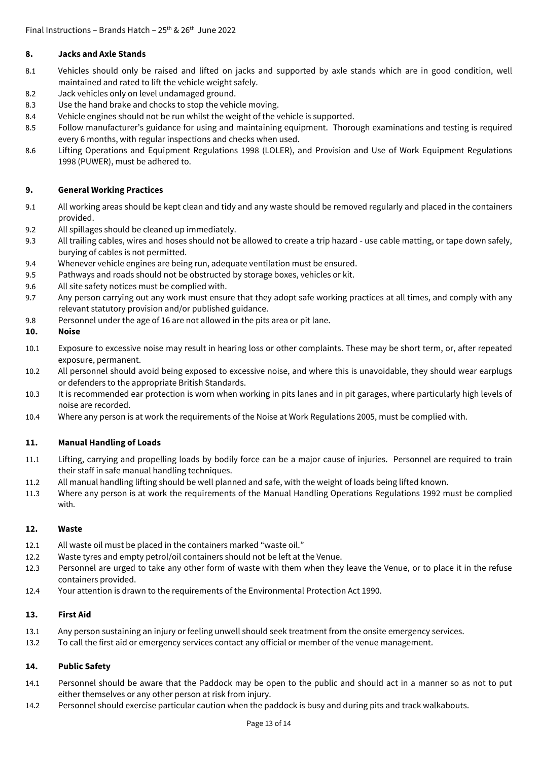## 8. Jacks and Axle Stands

8.1 Vehicles should only be raised and lifted on jacks and supported by axle stands which are in good condition, well maintained and rated to lift the vehicle weight safely.

8.2 Jack vehicles only on level undamaged ground.

8.3 Use the hand brake and chocks to stop the vehicle moving.

8.4 Vehicle engines should not be run whilst the weight of the vehicle is supported.

8.5 Follow manufacturer's guidance for using and maintaining equipment. Thorough examinations and testing is required every 6 months, with regular inspections and checks when used.

8.6 Lifting Operations and Equipment Regulations 1998 (LOLER), and Provision and Use of Work Equipment Regulations 1998 (PUWER), must be adhered to.

## 9. General Working Practices

9.1 All working areas should be kept clean and tidy and any waste should be removed regularly and placed in the containers provided.

9.2 All spillages should be cleaned up immediately.

9.3 All trailing cables, wires and hoses should not be allowed to create a trip hazard - use cable matting, or tape down safely, burying of cables is not permitted.

9.4 Whenever vehicle engines are being run, adequate ventilation must be ensured.

9.5 Pathways and roads should not be obstructed by storage boxes, vehicles or kit.

9.6 All site safety notices must be complied with.

9.7 Any person carrying out any work must ensure that they adopt safe working practices at all times, and comply with any relevant statutory provision and/or published guidance.

9.8 Personnel under the age of 16 are not allowed in the pits area or pit lane.

## 10. Noise

10.1 Exposure to excessive noise may result in hearing loss or other complaints. These may be short term, or, after repeated exposure, permanent.

10.2 All personnel should avoid being exposed to excessive noise, and where this is unavoidable, they should wear earplugs or defenders to the appropriate British Standards.

10.3 It is recommended ear protection is worn when working in pits lanes and in pit garages, where particularly high levels of noise are recorded.

10.4 Where any person is at work the requirements of the Noise at Work Regulations 2005, must be complied with.

## 11. Manual Handling of Loads

11.1 Lifting, carrying and propelling loads by bodily force can be a major cause of injuries. Personnel are required to train their staff in safe manual handling techniques.

11.2 All manual handling lifting should be well planned and safe, with the weight of loads being lifted known.

11.3 Where any person is at work the requirements of the Manual Handling Operations Regulations 1992 must be complied with.

## 12. Waste

12.1 All waste oil must be placed in the containers marked "waste oil."

12.2 Waste tyres and empty petrol/oil containers should not be left at the Venue.

12.3 Personnel are urged to take any other form of waste with them when they leave the Venue, or to place it in the refuse containers provided.

12.4 Your attention is drawn to the requirements of the Environmental Protection Act 1990.

## 13. First Aid

13.1 Any person sustaining an injury or feeling unwell should seek treatment from the onsite emergency services.

13.2 To call the first aid or emergency services contact any official or member of the venue management.

## 14. Public Safety

14.1 Personnel should be aware that the Paddock may be open to the public and should act in a manner so as not to put either themselves or any other person at risk from injury.

14.2 Personnel should exercise particular caution when the paddock is busy and during pits and track walkabouts.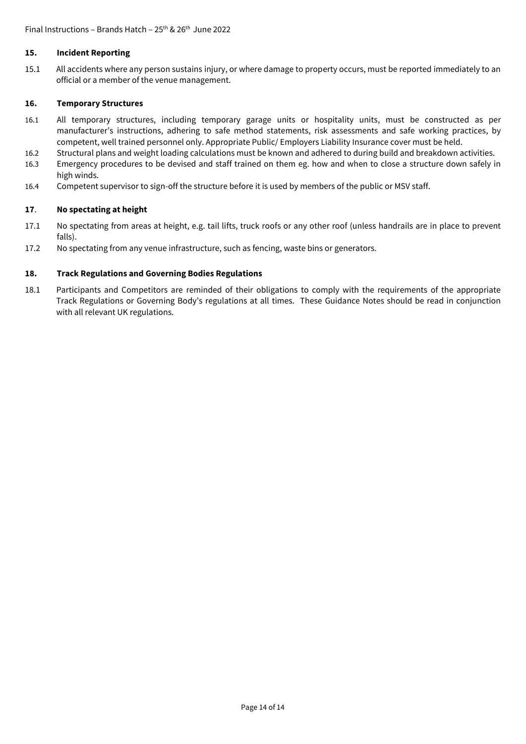## 15. Incident Reporting

15.1 All accidents where any person sustains injury, or where damage to property occurs, must be reported immediately to an official or a member of the venue management.

## 16. Temporary Structures

16.1 All temporary structures, including temporary garage units or hospitality units, must be constructed as per manufacturer's instructions, adhering to safe method statements, risk assessments and safe working practices, by competent, well trained personnel only. Appropriate Public/ Employers Liability Insurance cover must be held.

16.2 Structural plans and weight loading calculations must be known and adhered to during build and breakdown activities.

16.3 Emergency procedures to be devised and staff trained on them eg. how and when to close a structure down safely in high winds.

16.4 Competent supervisor to sign-off the structure before it is used by members of the public or MSV staff.

## 17. No spectating at height

17.1 No spectating from areas at height, e.g. tail lifts, truck roofs or any other roof (unless handrails are in place to prevent falls).

17.2 No spectating from any venue infrastructure, such as fencing, waste bins or generators.

## 18. Track Regulations and Governing Bodies Regulations

18.1 Participants and Competitors are reminded of their obligations to comply with the requirements of the appropriate Track Regulations or Governing Body's regulations at all times. These Guidance Notes should be read in conjunction with all relevant UK regulations.